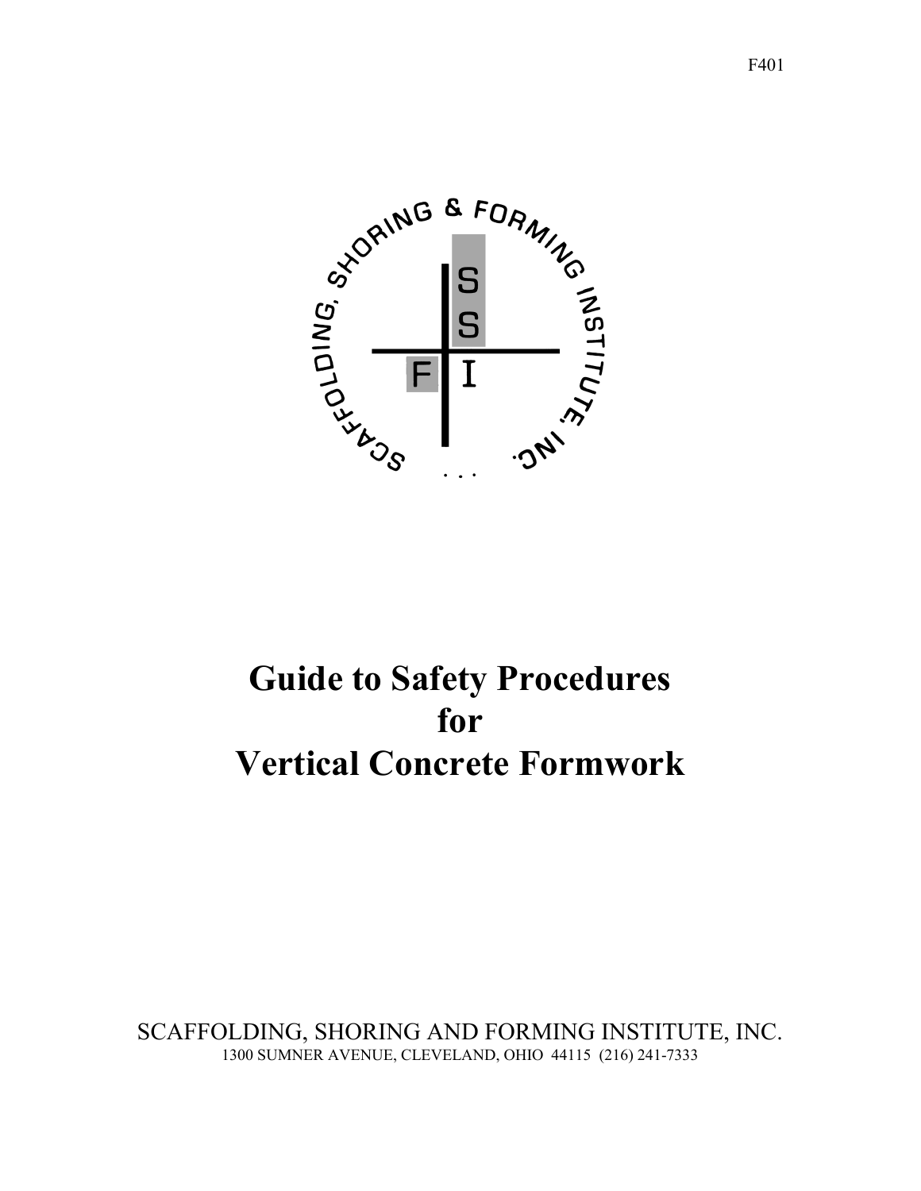F401

# Guide to Safety Procedures for Vertical Concrete Formwork

SCAFFOLDING, SHORING AND FORMING INSTITUTE, INC.

1300 SUMNER AVENUE, CLEVELAND, OHIO 44115 (216) 241-7333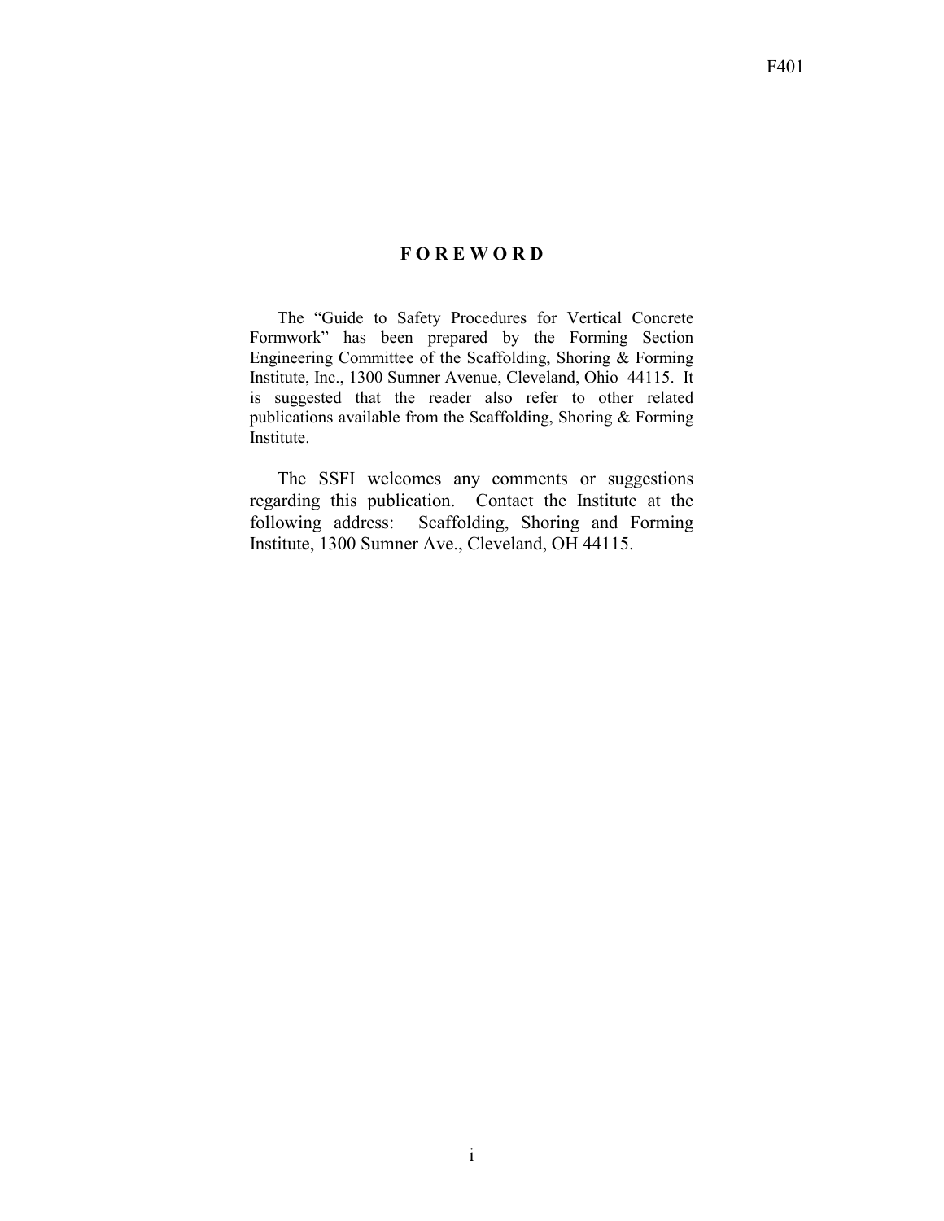# F O R E W O R D

The "Guide to Safety Procedures for Vertical Concrete Formwork" has been prepared by the Forming Section Engineering Committee of the Scaffolding, Shoring & Forming Institute, Inc., 1300 Sumner Avenue, Cleveland, Ohio 44115. It is suggested that the reader also refer to other related publications available from the Scaffolding, Shoring & Forming Institute.

The SSFI welcomes any comments or suggestions regarding this publication. Contact the Institute at the following address: Scaffolding, Shoring and Forming Institute, 1300 Sumner Ave., Cleveland, OH 44115.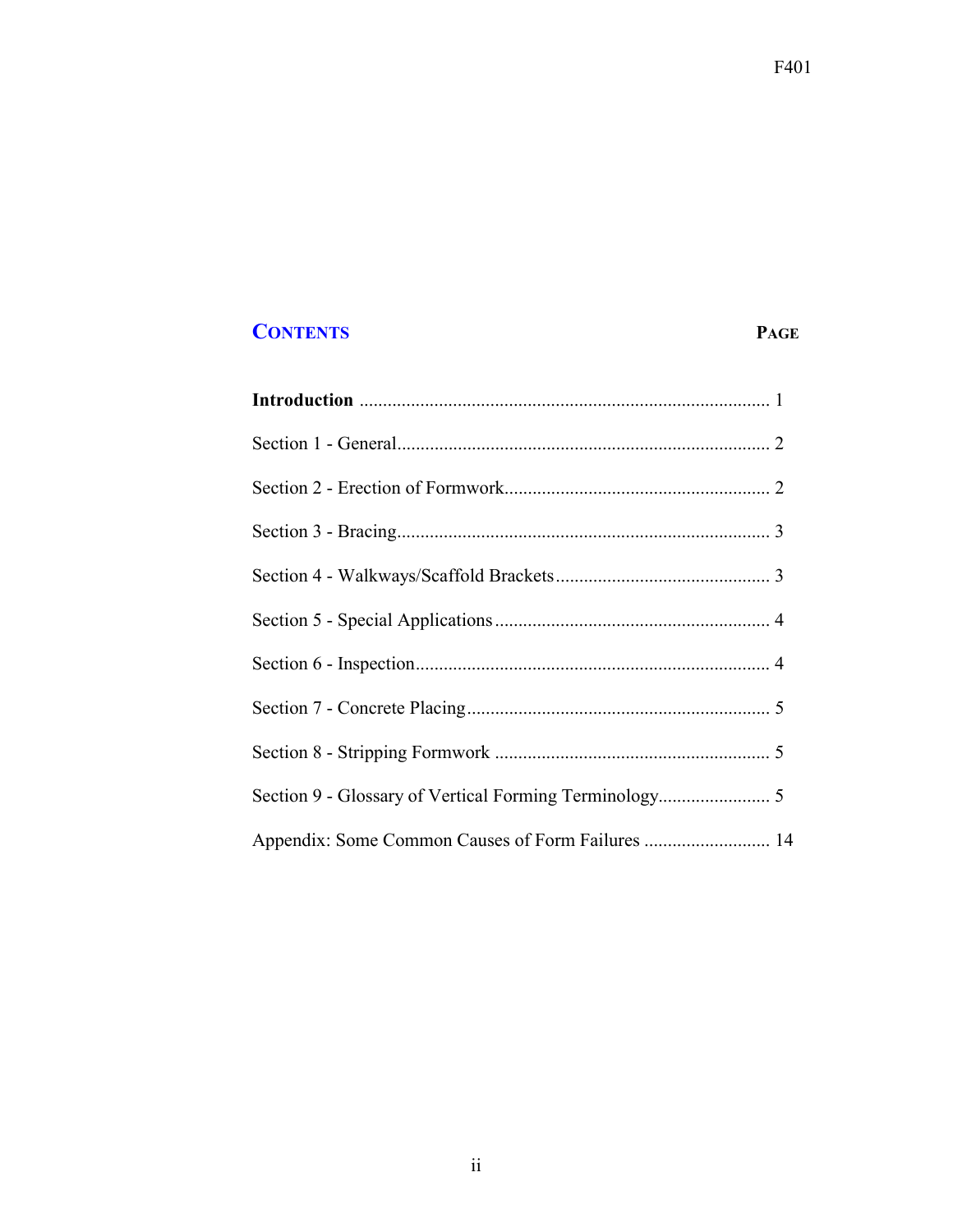## CONTENTS

| | PAGE |
|---|---|
| **Introduction** | 1 |
| Section 1 - General | 2 |
| Section 2 - Erection of Formwork | 2 |
| Section 3 - Bracing | 3 |
| Section 4 - Walkways/Scaffold Brackets | 3 |
| Section 5 - Special Applications | 4 |
| Section 6 - Inspection | 4 |
| Section 7 - Concrete Placing | 5 |
| Section 8 - Stripping Formwork | 5 |
| Section 9 - Glossary of Vertical Forming Terminology | 5 |
| Appendix: Some Common Causes of Form Failures | 14 |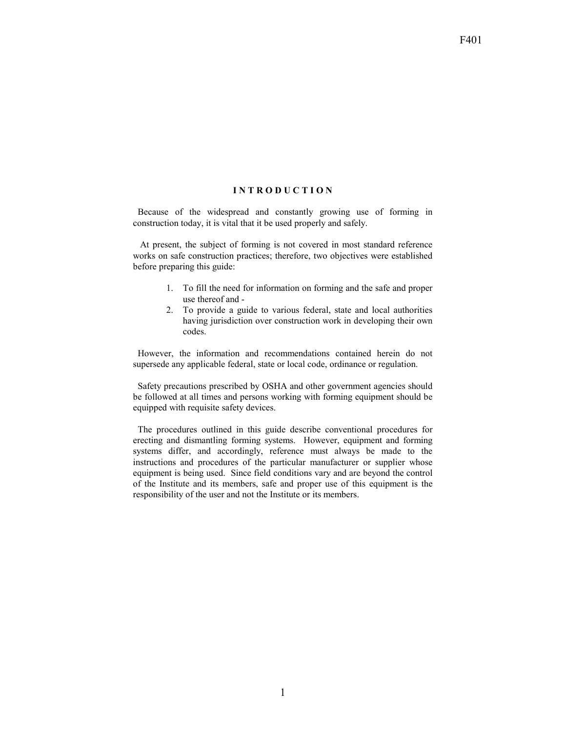# INTRODUCTION

Because of the widespread and constantly growing use of forming in construction today, it is vital that it be used properly and safely.

At present, the subject of forming is not covered in most standard reference works on safe construction practices; therefore, two objectives were established before preparing this guide:

1. To fill the need for information on forming and the safe and proper use thereof and -
2. To provide a guide to various federal, state and local authorities having jurisdiction over construction work in developing their own codes.

However, the information and recommendations contained herein do not supersede any applicable federal, state or local code, ordinance or regulation.

Safety precautions prescribed by OSHA and other government agencies should be followed at all times and persons working with forming equipment should be equipped with requisite safety devices.

The procedures outlined in this guide describe conventional procedures for erecting and dismantling forming systems. However, equipment and forming systems differ, and accordingly, reference must always be made to the instructions and procedures of the particular manufacturer or supplier whose equipment is being used. Since field conditions vary and are beyond the control of the Institute and its members, safe and proper use of this equipment is the responsibility of the user and not the Institute or its members.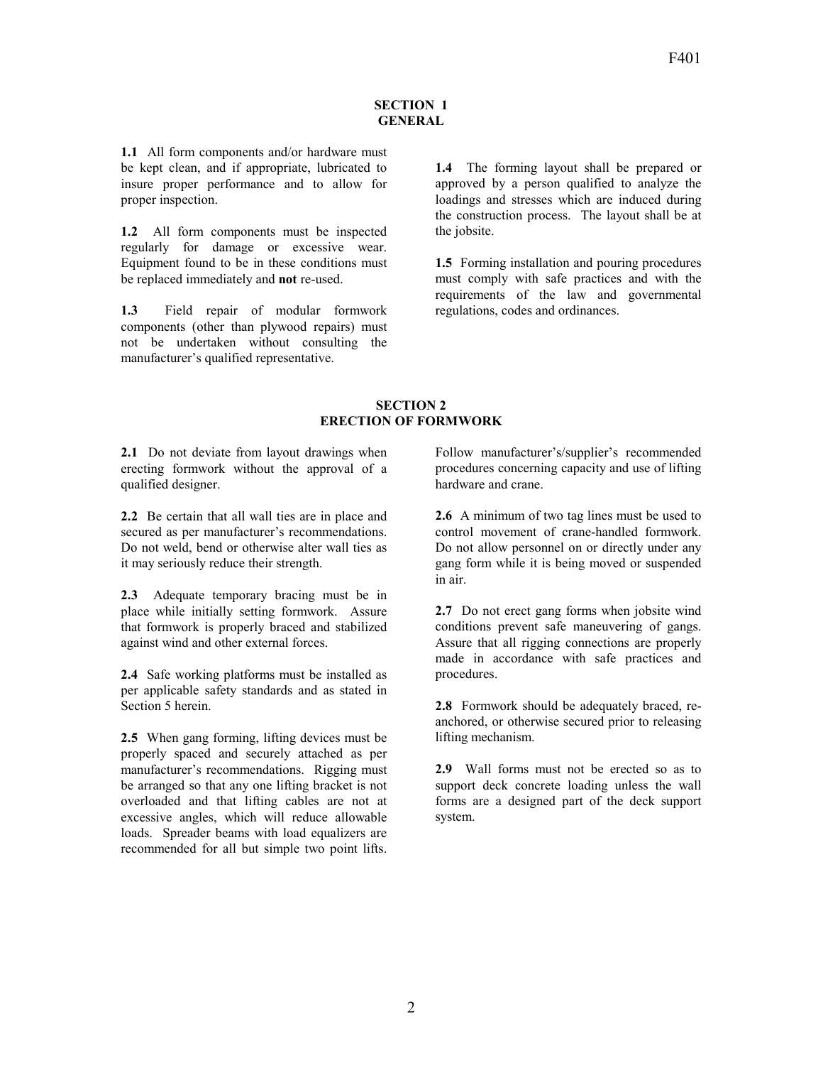## SECTION 1
## GENERAL

**1.1** All form components and/or hardware must be kept clean, and if appropriate, lubricated to insure proper performance and to allow for proper inspection.

**1.2** All form components must be inspected regularly for damage or excessive wear. Equipment found to be in these conditions must be replaced immediately and **not** re-used.

**1.3** Field repair of modular formwork components (other than plywood repairs) must not be undertaken without consulting the manufacturer's qualified representative.

**1.4** The forming layout shall be prepared or approved by a person qualified to analyze the loadings and stresses which are induced during the construction process. The layout shall be at the jobsite.

**1.5** Forming installation and pouring procedures must comply with safe practices and with the requirements of the law and governmental regulations, codes and ordinances.

## SECTION 2
## ERECTION OF FORMWORK

**2.1** Do not deviate from layout drawings when erecting formwork without the approval of a qualified designer.

**2.2** Be certain that all wall ties are in place and secured as per manufacturer's recommendations. Do not weld, bend or otherwise alter wall ties as it may seriously reduce their strength.

**2.3** Adequate temporary bracing must be in place while initially setting formwork. Assure that formwork is properly braced and stabilized against wind and other external forces.

**2.4** Safe working platforms must be installed as per applicable safety standards and as stated in Section 5 herein.

**2.5** When gang forming, lifting devices must be properly spaced and securely attached as per manufacturer's recommendations. Rigging must be arranged so that any one lifting bracket is not overloaded and that lifting cables are not at excessive angles, which will reduce allowable loads. Spreader beams with load equalizers are recommended for all but simple two point lifts. Follow manufacturer's/supplier's recommended procedures concerning capacity and use of lifting hardware and crane.

**2.6** A minimum of two tag lines must be used to control movement of crane-handled formwork. Do not allow personnel on or directly under any gang form while it is being moved or suspended in air.

**2.7** Do not erect gang forms when jobsite wind conditions prevent safe maneuvering of gangs. Assure that all rigging connections are properly made in accordance with safe practices and procedures.

**2.8** Formwork should be adequately braced, re-anchored, or otherwise secured prior to releasing lifting mechanism.

**2.9** Wall forms must not be erected so as to support deck concrete loading unless the wall forms are a designed part of the deck support system.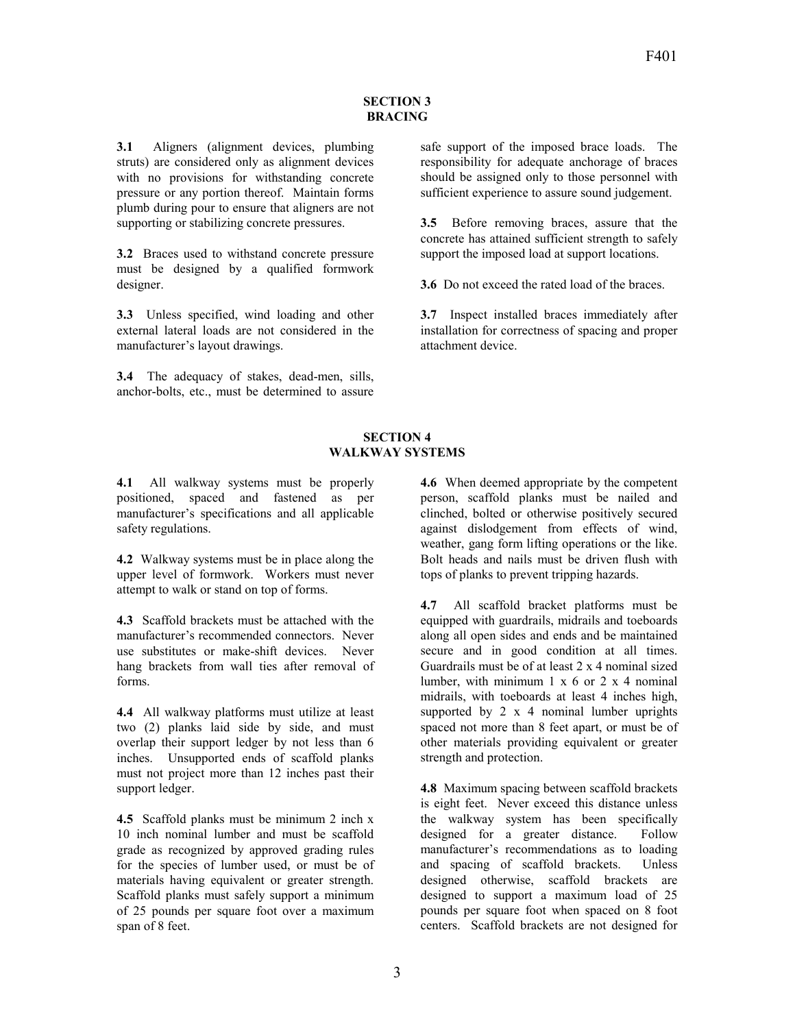## SECTION 3
## BRACING

**3.1** Aligners (alignment devices, plumbing struts) are considered only as alignment devices with no provisions for withstanding concrete pressure or any portion thereof. Maintain forms plumb during pour to ensure that aligners are not supporting or stabilizing concrete pressures.

**3.2** Braces used to withstand concrete pressure must be designed by a qualified formwork designer.

**3.3** Unless specified, wind loading and other external lateral loads are not considered in the manufacturer's layout drawings.

**3.4** The adequacy of stakes, dead-men, sills, anchor-bolts, etc., must be determined to assure safe support of the imposed brace loads. The responsibility for adequate anchorage of braces should be assigned only to those personnel with sufficient experience to assure sound judgement.

**3.5** Before removing braces, assure that the concrete has attained sufficient strength to safely support the imposed load at support locations.

**3.6** Do not exceed the rated load of the braces.

**3.7** Inspect installed braces immediately after installation for correctness of spacing and proper attachment device.

## SECTION 4
## WALKWAY SYSTEMS

**4.1** All walkway systems must be properly positioned, spaced and fastened as per manufacturer's specifications and all applicable safety regulations.

**4.2** Walkway systems must be in place along the upper level of formwork. Workers must never attempt to walk or stand on top of forms.

**4.3** Scaffold brackets must be attached with the manufacturer's recommended connectors. Never use substitutes or make-shift devices. Never hang brackets from wall ties after removal of forms.

**4.4** All walkway platforms must utilize at least two (2) planks laid side by side, and must overlap their support ledger by not less than 6 inches. Unsupported ends of scaffold planks must not project more than 12 inches past their support ledger.

**4.5** Scaffold planks must be minimum 2 inch x 10 inch nominal lumber and must be scaffold grade as recognized by approved grading rules for the species of lumber used, or must be of materials having equivalent or greater strength. Scaffold planks must safely support a minimum of 25 pounds per square foot over a maximum span of 8 feet.

**4.6** When deemed appropriate by the competent person, scaffold planks must be nailed and clinched, bolted or otherwise positively secured against dislodgement from effects of wind, weather, gang form lifting operations or the like. Bolt heads and nails must be driven flush with tops of planks to prevent tripping hazards.

**4.7** All scaffold bracket platforms must be equipped with guardrails, midrails and toeboards along all open sides and ends and be maintained secure and in good condition at all times. Guardrails must be of at least 2 x 4 nominal sized lumber, with minimum 1 x 6 or 2 x 4 nominal midrails, with toeboards at least 4 inches high, supported by 2 x 4 nominal lumber uprights spaced not more than 8 feet apart, or must be of other materials providing equivalent or greater strength and protection.

**4.8** Maximum spacing between scaffold brackets is eight feet. Never exceed this distance unless the walkway system has been specifically designed for a greater distance. Follow manufacturer's recommendations as to loading and spacing of scaffold brackets. Unless designed otherwise, scaffold brackets are designed to support a maximum load of 25 pounds per square foot when spaced on 8 foot centers. Scaffold brackets are not designed for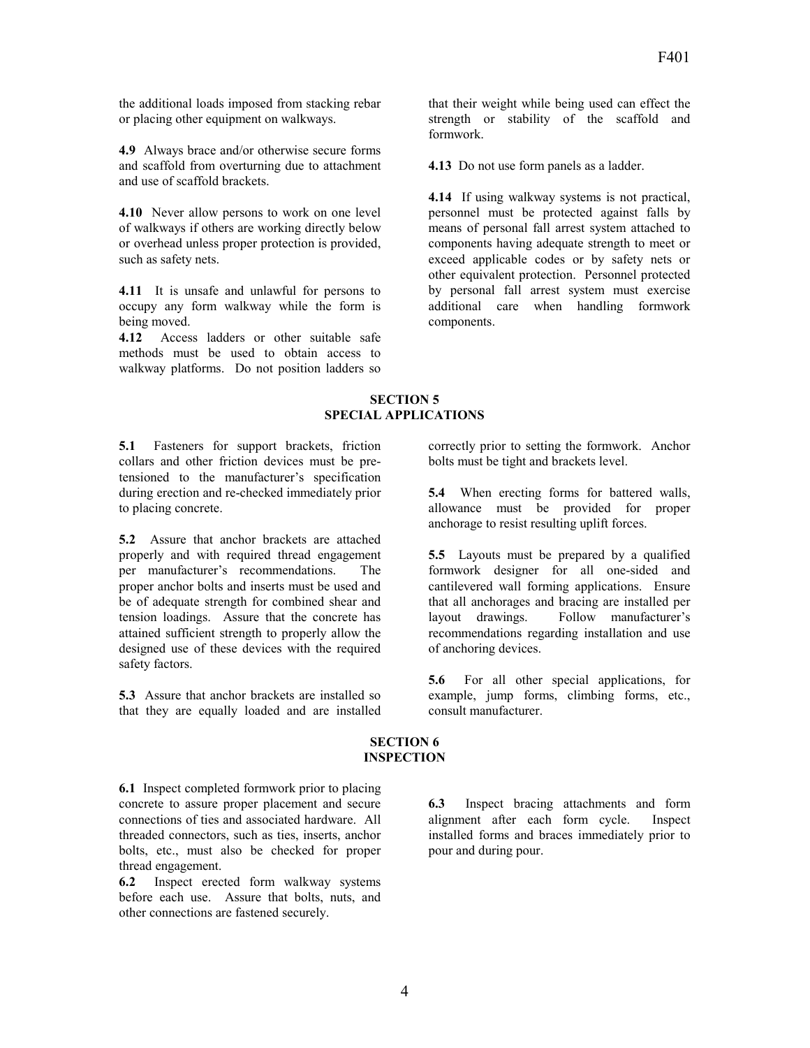the additional loads imposed from stacking rebar or placing other equipment on walkways.

**4.9** Always brace and/or otherwise secure forms and scaffold from overturning due to attachment and use of scaffold brackets.

**4.10** Never allow persons to work on one level of walkways if others are working directly below or overhead unless proper protection is provided, such as safety nets.

**4.11** It is unsafe and unlawful for persons to occupy any form walkway while the form is being moved.

**4.12** Access ladders or other suitable safe methods must be used to obtain access to walkway platforms. Do not position ladders so that their weight while being used can effect the strength or stability of the scaffold and formwork.

**4.13** Do not use form panels as a ladder.

**4.14** If using walkway systems is not practical, personnel must be protected against falls by means of personal fall arrest system attached to components having adequate strength to meet or exceed applicable codes or by safety nets or other equivalent protection. Personnel protected by personal fall arrest system must exercise additional care when handling formwork components.

## SECTION 5
## SPECIAL APPLICATIONS

**5.1** Fasteners for support brackets, friction collars and other friction devices must be pre-tensioned to the manufacturer's specification during erection and re-checked immediately prior to placing concrete.

**5.2** Assure that anchor brackets are attached properly and with required thread engagement per manufacturer's recommendations. The proper anchor bolts and inserts must be used and be of adequate strength for combined shear and tension loadings. Assure that the concrete has attained sufficient strength to properly allow the designed use of these devices with the required safety factors.

**5.3** Assure that anchor brackets are installed so that they are equally loaded and are installed correctly prior to setting the formwork. Anchor bolts must be tight and brackets level.

**5.4** When erecting forms for battered walls, allowance must be provided for proper anchorage to resist resulting uplift forces.

**5.5** Layouts must be prepared by a qualified formwork designer for all one-sided and cantilevered wall forming applications. Ensure that all anchorages and bracing are installed per layout drawings. Follow manufacturer's recommendations regarding installation and use of anchoring devices.

**5.6** For all other special applications, for example, jump forms, climbing forms, etc., consult manufacturer.

## SECTION 6
## INSPECTION

**6.1** Inspect completed formwork prior to placing concrete to assure proper placement and secure connections of ties and associated hardware. All threaded connectors, such as ties, inserts, anchor bolts, etc., must also be checked for proper thread engagement.

**6.2** Inspect erected form walkway systems before each use. Assure that bolts, nuts, and other connections are fastened securely.

**6.3** Inspect bracing attachments and form alignment after each form cycle. Inspect installed forms and braces immediately prior to pour and during pour.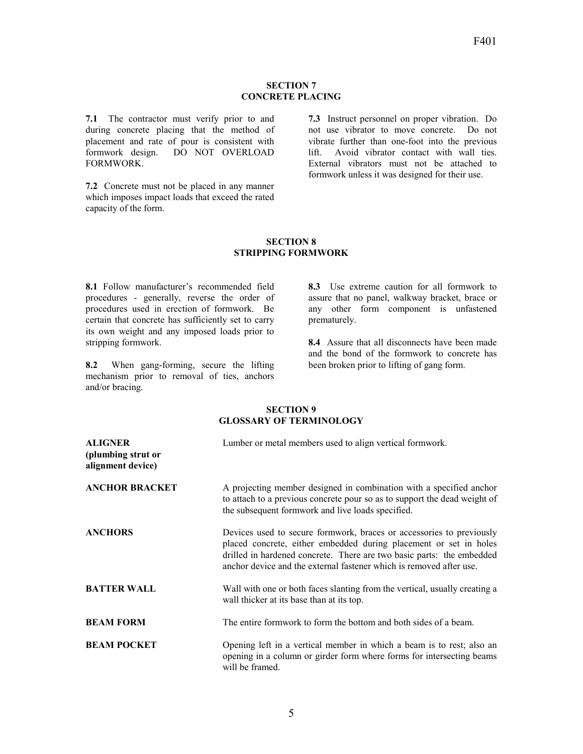## SECTION 7
## CONCRETE PLACING

**7.1** The contractor must verify prior to and during concrete placing that the method of placement and rate of pour is consistent with formwork design. DO NOT OVERLOAD FORMWORK.

**7.2** Concrete must not be placed in any manner which imposes impact loads that exceed the rated capacity of the form.

**7.3** Instruct personnel on proper vibration. Do not use vibrator to move concrete. Do not vibrate further than one-foot into the previous lift. Avoid vibrator contact with wall ties. External vibrators must not be attached to formwork unless it was designed for their use.

## SECTION 8
## STRIPPING FORMWORK

**8.1** Follow manufacturer's recommended field procedures - generally, reverse the order of procedures used in erection of formwork. Be certain that concrete has sufficiently set to carry its own weight and any imposed loads prior to stripping formwork.

**8.2** When gang-forming, secure the lifting mechanism prior to removal of ties, anchors and/or bracing.

**8.3** Use extreme caution for all formwork to assure that no panel, walkway bracket, brace or any other form component is unfastened prematurely.

**8.4** Assure that all disconnects have been made and the bond of the formwork to concrete has been broken prior to lifting of gang form.

## SECTION 9
## GLOSSARY OF TERMINOLOGY

**ALIGNER (plumbing strut or alignment device)** — Lumber or metal members used to align vertical formwork.

**ANCHOR BRACKET** — A projecting member designed in combination with a specified anchor to attach to a previous concrete pour so as to support the dead weight of the subsequent formwork and live loads specified.

**ANCHORS** — Devices used to secure formwork, braces or accessories to previously placed concrete, either embedded during placement or set in holes drilled in hardened concrete. There are two basic parts: the embedded anchor device and the external fastener which is removed after use.

**BATTER WALL** — Wall with one or both faces slanting from the vertical, usually creating a wall thicker at its base than at its top.

**BEAM FORM** — The entire formwork to form the bottom and both sides of a beam.

**BEAM POCKET** — Opening left in a vertical member in which a beam is to rest; also an opening in a column or girder form where forms for intersecting beams will be framed.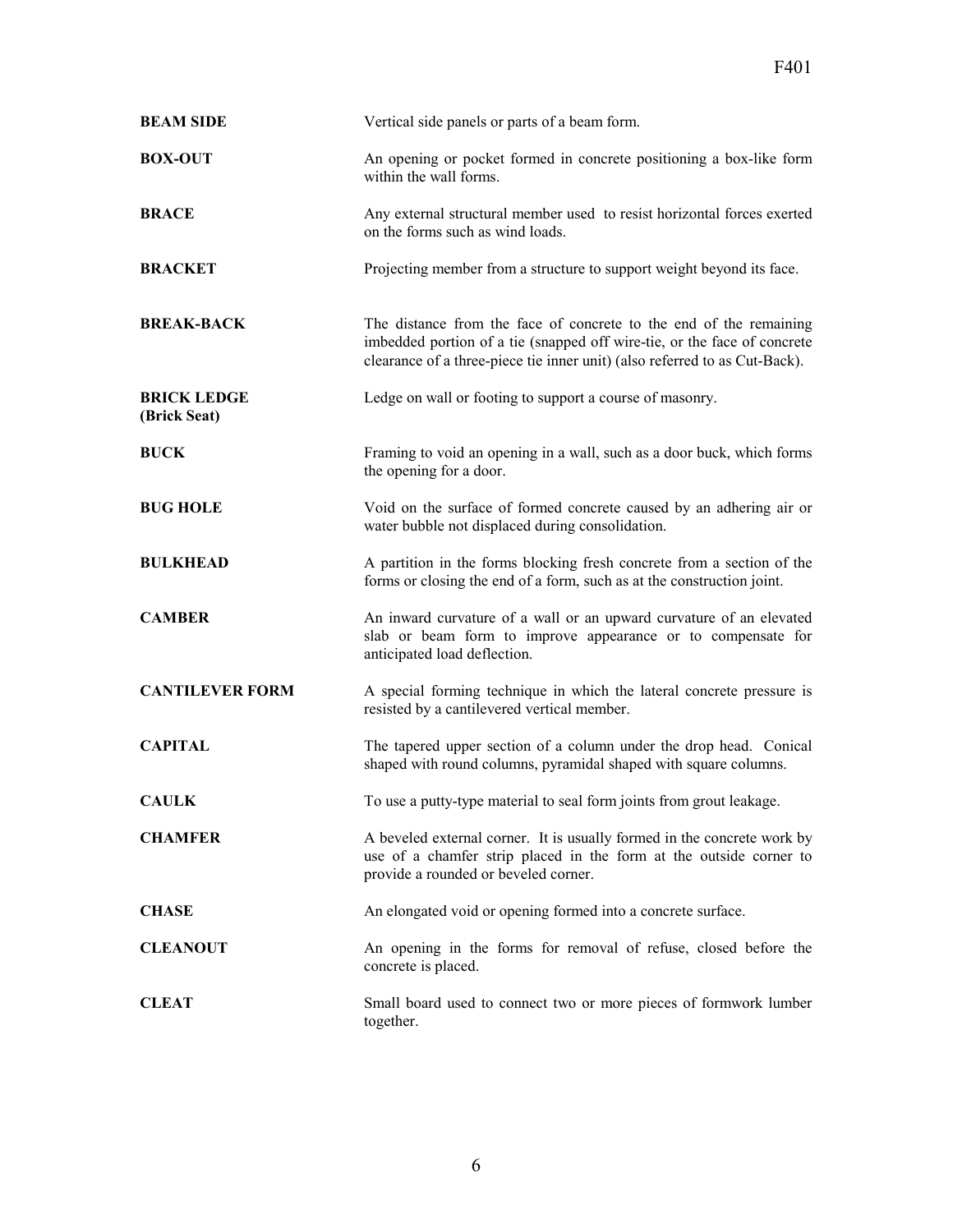**BEAM SIDE** Vertical side panels or parts of a beam form.

**BOX-OUT** An opening or pocket formed in concrete positioning a box-like form within the wall forms.

**BRACE** Any external structural member used to resist horizontal forces exerted on the forms such as wind loads.

**BRACKET** Projecting member from a structure to support weight beyond its face.

**BREAK-BACK** The distance from the face of concrete to the end of the remaining imbedded portion of a tie (snapped off wire-tie, or the face of concrete clearance of a three-piece tie inner unit) (also referred to as Cut-Back).

**BRICK LEDGE (Brick Seat)** Ledge on wall or footing to support a course of masonry.

**BUCK** Framing to void an opening in a wall, such as a door buck, which forms the opening for a door.

**BUG HOLE** Void on the surface of formed concrete caused by an adhering air or water bubble not displaced during consolidation.

**BULKHEAD** A partition in the forms blocking fresh concrete from a section of the forms or closing the end of a form, such as at the construction joint.

**CAMBER** An inward curvature of a wall or an upward curvature of an elevated slab or beam form to improve appearance or to compensate for anticipated load deflection.

**CANTILEVER FORM** A special forming technique in which the lateral concrete pressure is resisted by a cantilevered vertical member.

**CAPITAL** The tapered upper section of a column under the drop head. Conical shaped with round columns, pyramidal shaped with square columns.

**CAULK** To use a putty-type material to seal form joints from grout leakage.

**CHAMFER** A beveled external corner. It is usually formed in the concrete work by use of a chamfer strip placed in the form at the outside corner to provide a rounded or beveled corner.

**CHASE** An elongated void or opening formed into a concrete surface.

**CLEANOUT** An opening in the forms for removal of refuse, closed before the concrete is placed.

**CLEAT** Small board used to connect two or more pieces of formwork lumber together.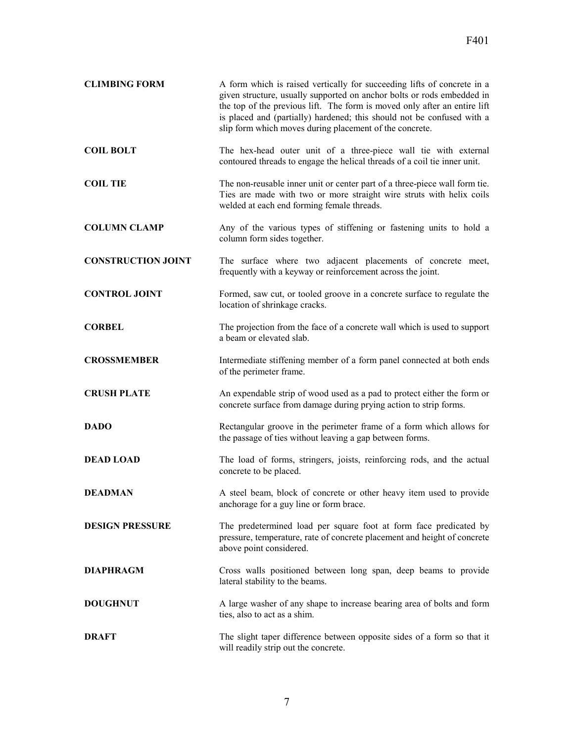**CLIMBING FORM** A form which is raised vertically for succeeding lifts of concrete in a given structure, usually supported on anchor bolts or rods embedded in the top of the previous lift. The form is moved only after an entire lift is placed and (partially) hardened; this should not be confused with a slip form which moves during placement of the concrete.

**COIL BOLT** The hex-head outer unit of a three-piece wall tie with external contoured threads to engage the helical threads of a coil tie inner unit.

**COIL TIE** The non-reusable inner unit or center part of a three-piece wall form tie. Ties are made with two or more straight wire struts with helix coils welded at each end forming female threads.

**COLUMN CLAMP** Any of the various types of stiffening or fastening units to hold a column form sides together.

**CONSTRUCTION JOINT** The surface where two adjacent placements of concrete meet, frequently with a keyway or reinforcement across the joint.

**CONTROL JOINT** Formed, saw cut, or tooled groove in a concrete surface to regulate the location of shrinkage cracks.

**CORBEL** The projection from the face of a concrete wall which is used to support a beam or elevated slab.

**CROSSMEMBER** Intermediate stiffening member of a form panel connected at both ends of the perimeter frame.

**CRUSH PLATE** An expendable strip of wood used as a pad to protect either the form or concrete surface from damage during prying action to strip forms.

**DADO** Rectangular groove in the perimeter frame of a form which allows for the passage of ties without leaving a gap between forms.

**DEAD LOAD** The load of forms, stringers, joists, reinforcing rods, and the actual concrete to be placed.

**DEADMAN** A steel beam, block of concrete or other heavy item used to provide anchorage for a guy line or form brace.

**DESIGN PRESSURE** The predetermined load per square foot at form face predicated by pressure, temperature, rate of concrete placement and height of concrete above point considered.

**DIAPHRAGM** Cross walls positioned between long span, deep beams to provide lateral stability to the beams.

**DOUGHNUT** A large washer of any shape to increase bearing area of bolts and form ties, also to act as a shim.

**DRAFT** The slight taper difference between opposite sides of a form so that it will readily strip out the concrete.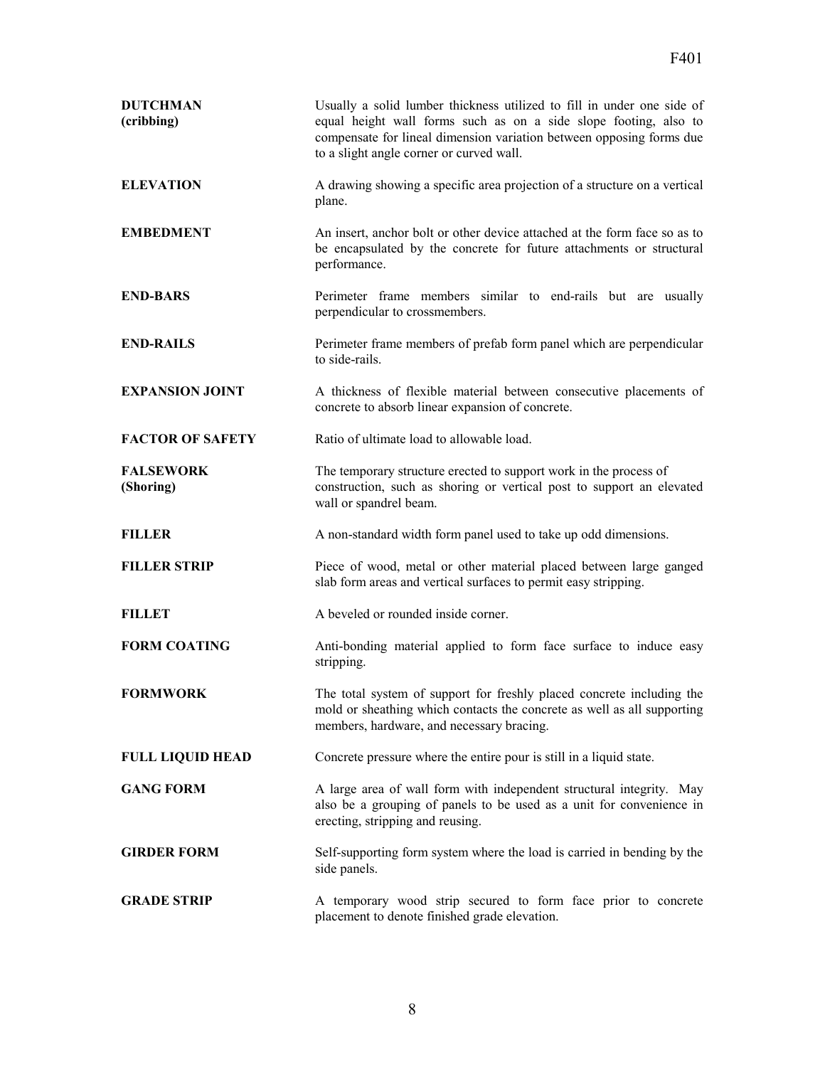**DUTCHMAN (cribbing)** Usually a solid lumber thickness utilized to fill in under one side of equal height wall forms such as on a side slope footing, also to compensate for lineal dimension variation between opposing forms due to a slight angle corner or curved wall.

**ELEVATION** A drawing showing a specific area projection of a structure on a vertical plane.

**EMBEDMENT** An insert, anchor bolt or other device attached at the form face so as to be encapsulated by the concrete for future attachments or structural performance.

**END-BARS** Perimeter frame members similar to end-rails but are usually perpendicular to crossmembers.

**END-RAILS** Perimeter frame members of prefab form panel which are perpendicular to side-rails.

**EXPANSION JOINT** A thickness of flexible material between consecutive placements of concrete to absorb linear expansion of concrete.

**FACTOR OF SAFETY** Ratio of ultimate load to allowable load.

**FALSEWORK (Shoring)** The temporary structure erected to support work in the process of construction, such as shoring or vertical post to support an elevated wall or spandrel beam.

**FILLER** A non-standard width form panel used to take up odd dimensions.

**FILLER STRIP** Piece of wood, metal or other material placed between large ganged slab form areas and vertical surfaces to permit easy stripping.

**FILLET** A beveled or rounded inside corner.

**FORM COATING** Anti-bonding material applied to form face surface to induce easy stripping.

**FORMWORK** The total system of support for freshly placed concrete including the mold or sheathing which contacts the concrete as well as all supporting members, hardware, and necessary bracing.

**FULL LIQUID HEAD** Concrete pressure where the entire pour is still in a liquid state.

**GANG FORM** A large area of wall form with independent structural integrity. May also be a grouping of panels to be used as a unit for convenience in erecting, stripping and reusing.

**GIRDER FORM** Self-supporting form system where the load is carried in bending by the side panels.

**GRADE STRIP** A temporary wood strip secured to form face prior to concrete placement to denote finished grade elevation.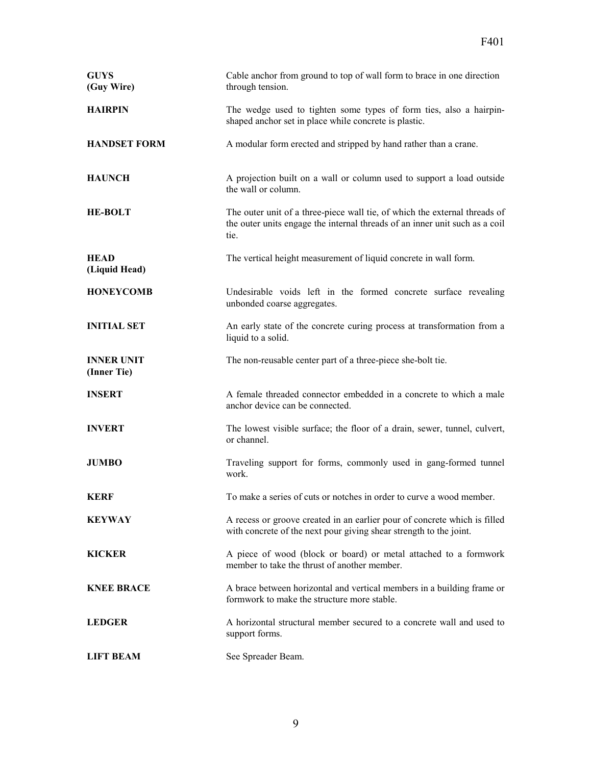| | |
|---|---|
| **GUYS (Guy Wire)** | Cable anchor from ground to top of wall form to brace in one direction through tension. |
| **HAIRPIN** | The wedge used to tighten some types of form ties, also a hairpin-shaped anchor set in place while concrete is plastic. |
| **HANDSET FORM** | A modular form erected and stripped by hand rather than a crane. |
| **HAUNCH** | A projection built on a wall or column used to support a load outside the wall or column. |
| **HE-BOLT** | The outer unit of a three-piece wall tie, of which the external threads of the outer units engage the internal threads of an inner unit such as a coil tie. |
| **HEAD (Liquid Head)** | The vertical height measurement of liquid concrete in wall form. |
| **HONEYCOMB** | Undesirable voids left in the formed concrete surface revealing unbonded coarse aggregates. |
| **INITIAL SET** | An early state of the concrete curing process at transformation from a liquid to a solid. |
| **INNER UNIT (Inner Tie)** | The non-reusable center part of a three-piece she-bolt tie. |
| **INSERT** | A female threaded connector embedded in a concrete to which a male anchor device can be connected. |
| **INVERT** | The lowest visible surface; the floor of a drain, sewer, tunnel, culvert, or channel. |
| **JUMBO** | Traveling support for forms, commonly used in gang-formed tunnel work. |
| **KERF** | To make a series of cuts or notches in order to curve a wood member. |
| **KEYWAY** | A recess or groove created in an earlier pour of concrete which is filled with concrete of the next pour giving shear strength to the joint. |
| **KICKER** | A piece of wood (block or board) or metal attached to a formwork member to take the thrust of another member. |
| **KNEE BRACE** | A brace between horizontal and vertical members in a building frame or formwork to make the structure more stable. |
| **LEDGER** | A horizontal structural member secured to a concrete wall and used to support forms. |
| **LIFT BEAM** | See Spreader Beam. |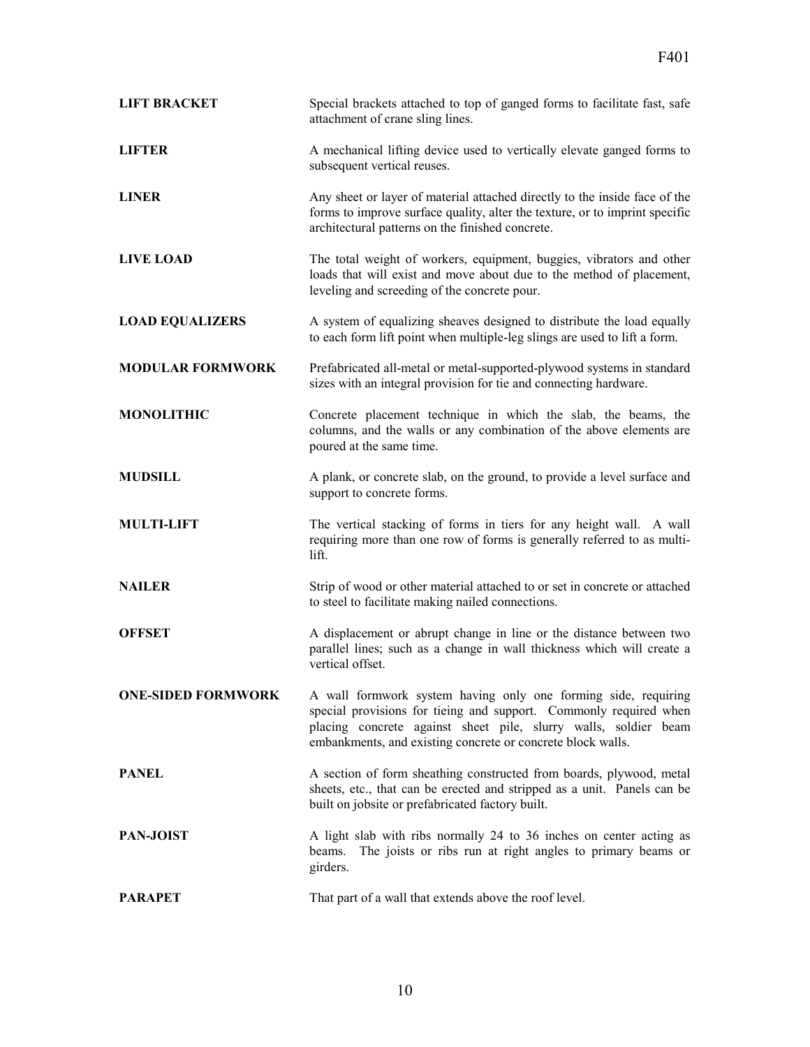**LIFT BRACKET** Special brackets attached to top of ganged forms to facilitate fast, safe attachment of crane sling lines.

**LIFTER** A mechanical lifting device used to vertically elevate ganged forms to subsequent vertical reuses.

**LINER** Any sheet or layer of material attached directly to the inside face of the forms to improve surface quality, alter the texture, or to imprint specific architectural patterns on the finished concrete.

**LIVE LOAD** The total weight of workers, equipment, buggies, vibrators and other loads that will exist and move about due to the method of placement, leveling and screeding of the concrete pour.

**LOAD EQUALIZERS** A system of equalizing sheaves designed to distribute the load equally to each form lift point when multiple-leg slings are used to lift a form.

**MODULAR FORMWORK** Prefabricated all-metal or metal-supported-plywood systems in standard sizes with an integral provision for tie and connecting hardware.

**MONOLITHIC** Concrete placement technique in which the slab, the beams, the columns, and the walls or any combination of the above elements are poured at the same time.

**MUDSILL** A plank, or concrete slab, on the ground, to provide a level surface and support to concrete forms.

**MULTI-LIFT** The vertical stacking of forms in tiers for any height wall. A wall requiring more than one row of forms is generally referred to as multi-lift.

**NAILER** Strip of wood or other material attached to or set in concrete or attached to steel to facilitate making nailed connections.

**OFFSET** A displacement or abrupt change in line or the distance between two parallel lines; such as a change in wall thickness which will create a vertical offset.

**ONE-SIDED FORMWORK** A wall formwork system having only one forming side, requiring special provisions for tieing and support. Commonly required when placing concrete against sheet pile, slurry walls, soldier beam embankments, and existing concrete or concrete block walls.

**PANEL** A section of form sheathing constructed from boards, plywood, metal sheets, etc., that can be erected and stripped as a unit. Panels can be built on jobsite or prefabricated factory built.

**PAN-JOIST** A light slab with ribs normally 24 to 36 inches on center acting as beams. The joists or ribs run at right angles to primary beams or girders.

**PARAPET** That part of a wall that extends above the roof level.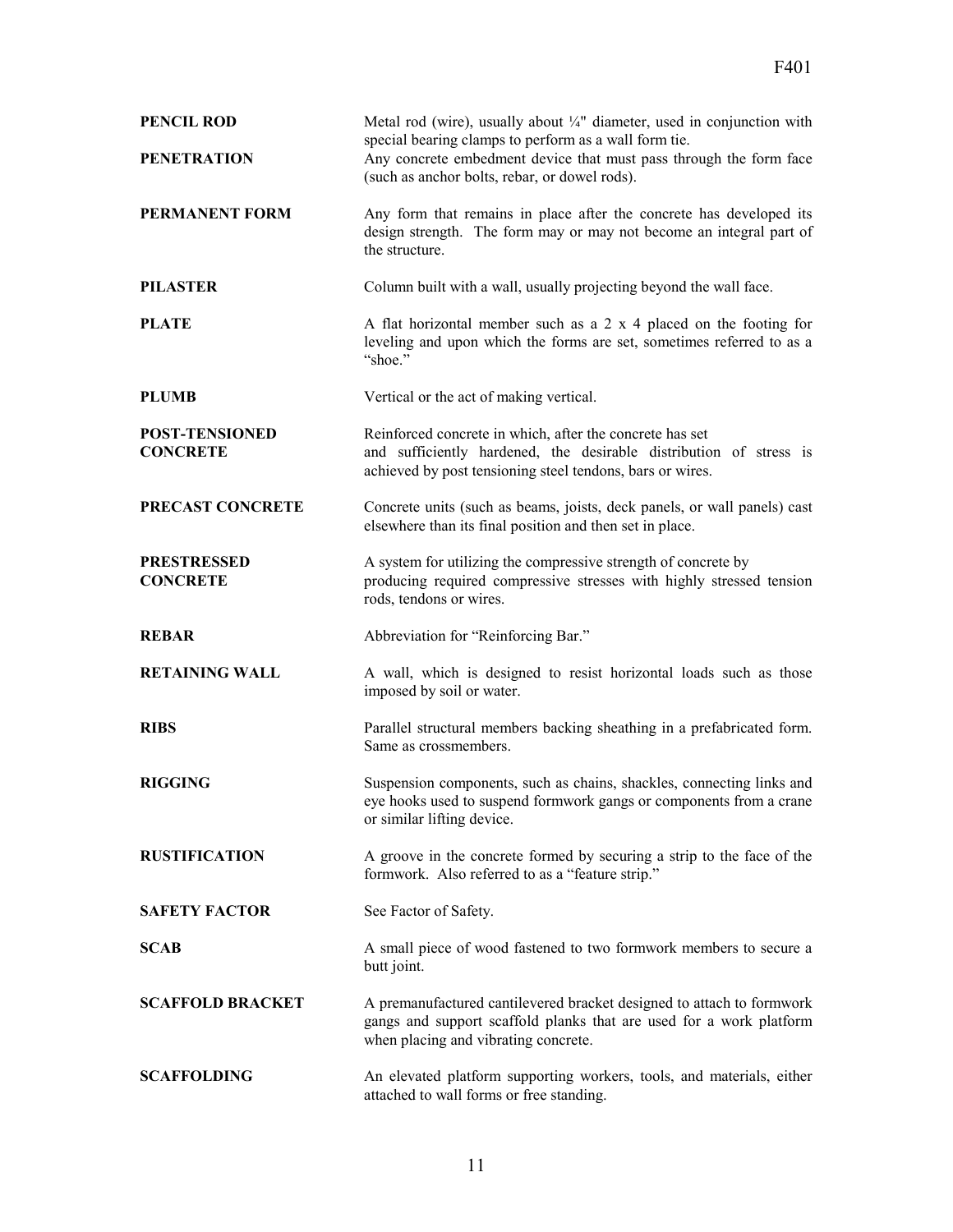**PENCIL ROD** — Metal rod (wire), usually about ¼" diameter, used in conjunction with special bearing clamps to perform as a wall form tie.

**PENETRATION** — Any concrete embedment device that must pass through the form face (such as anchor bolts, rebar, or dowel rods).

**PERMANENT FORM** — Any form that remains in place after the concrete has developed its design strength. The form may or may not become an integral part of the structure.

**PILASTER** — Column built with a wall, usually projecting beyond the wall face.

**PLATE** — A flat horizontal member such as a 2 x 4 placed on the footing for leveling and upon which the forms are set, sometimes referred to as a "shoe."

**PLUMB** — Vertical or the act of making vertical.

**POST-TENSIONED CONCRETE** — Reinforced concrete in which, after the concrete has set and sufficiently hardened, the desirable distribution of stress is achieved by post tensioning steel tendons, bars or wires.

**PRECAST CONCRETE** — Concrete units (such as beams, joists, deck panels, or wall panels) cast elsewhere than its final position and then set in place.

**PRESTRESSED CONCRETE** — A system for utilizing the compressive strength of concrete by producing required compressive stresses with highly stressed tension rods, tendons or wires.

**REBAR** — Abbreviation for "Reinforcing Bar."

**RETAINING WALL** — A wall, which is designed to resist horizontal loads such as those imposed by soil or water.

**RIBS** — Parallel structural members backing sheathing in a prefabricated form. Same as crossmembers.

**RIGGING** — Suspension components, such as chains, shackles, connecting links and eye hooks used to suspend formwork gangs or components from a crane or similar lifting device.

**RUSTIFICATION** — A groove in the concrete formed by securing a strip to the face of the formwork. Also referred to as a "feature strip."

**SAFETY FACTOR** — See Factor of Safety.

**SCAB** — A small piece of wood fastened to two formwork members to secure a butt joint.

**SCAFFOLD BRACKET** — A premanufactured cantilevered bracket designed to attach to formwork gangs and support scaffold planks that are used for a work platform when placing and vibrating concrete.

**SCAFFOLDING** — An elevated platform supporting workers, tools, and materials, either attached to wall forms or free standing.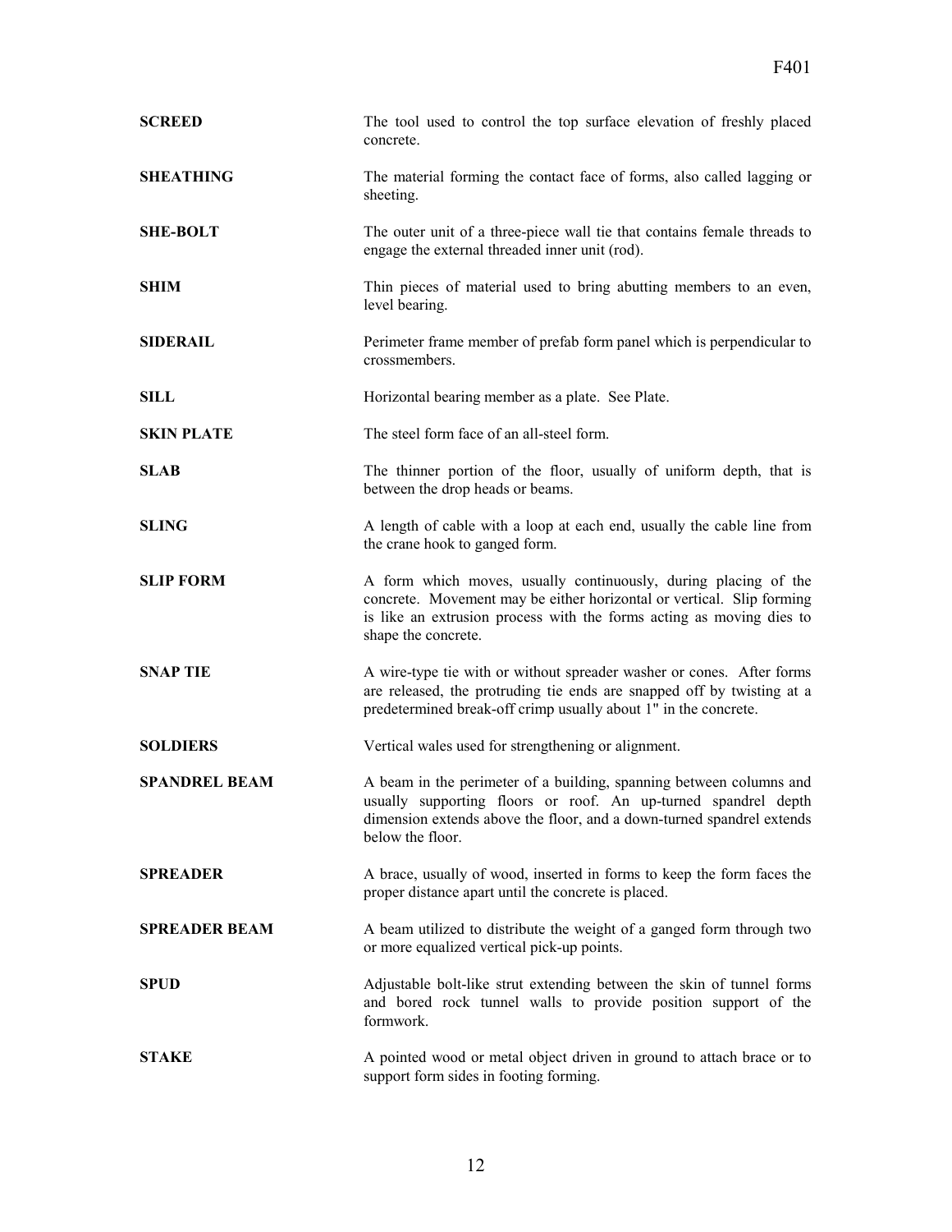**SCREED** The tool used to control the top surface elevation of freshly placed concrete.

**SHEATHING** The material forming the contact face of forms, also called lagging or sheeting.

**SHE-BOLT** The outer unit of a three-piece wall tie that contains female threads to engage the external threaded inner unit (rod).

**SHIM** Thin pieces of material used to bring abutting members to an even, level bearing.

**SIDERAIL** Perimeter frame member of prefab form panel which is perpendicular to crossmembers.

**SILL** Horizontal bearing member as a plate. See Plate.

**SKIN PLATE** The steel form face of an all-steel form.

**SLAB** The thinner portion of the floor, usually of uniform depth, that is between the drop heads or beams.

**SLING** A length of cable with a loop at each end, usually the cable line from the crane hook to ganged form.

**SLIP FORM** A form which moves, usually continuously, during placing of the concrete. Movement may be either horizontal or vertical. Slip forming is like an extrusion process with the forms acting as moving dies to shape the concrete.

**SNAP TIE** A wire-type tie with or without spreader washer or cones. After forms are released, the protruding tie ends are snapped off by twisting at a predetermined break-off crimp usually about 1" in the concrete.

**SOLDIERS** Vertical wales used for strengthening or alignment.

**SPANDREL BEAM** A beam in the perimeter of a building, spanning between columns and usually supporting floors or roof. An up-turned spandrel depth dimension extends above the floor, and a down-turned spandrel extends below the floor.

**SPREADER** A brace, usually of wood, inserted in forms to keep the form faces the proper distance apart until the concrete is placed.

**SPREADER BEAM** A beam utilized to distribute the weight of a ganged form through two or more equalized vertical pick-up points.

**SPUD** Adjustable bolt-like strut extending between the skin of tunnel forms and bored rock tunnel walls to provide position support of the formwork.

**STAKE** A pointed wood or metal object driven in ground to attach brace or to support form sides in footing forming.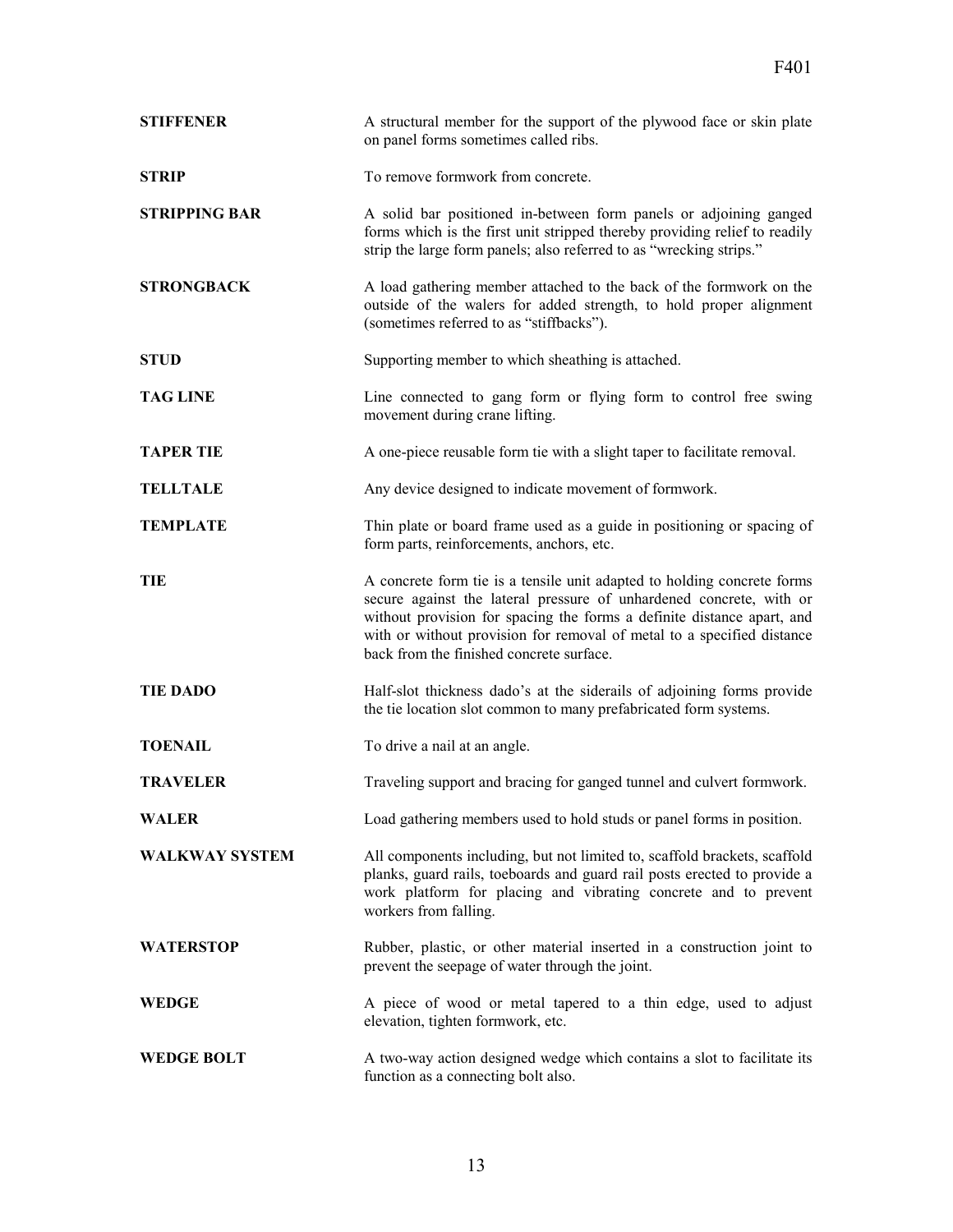**STIFFENER** A structural member for the support of the plywood face or skin plate on panel forms sometimes called ribs.

**STRIP** To remove formwork from concrete.

**STRIPPING BAR** A solid bar positioned in-between form panels or adjoining ganged forms which is the first unit stripped thereby providing relief to readily strip the large form panels; also referred to as "wrecking strips."

**STRONGBACK** A load gathering member attached to the back of the formwork on the outside of the walers for added strength, to hold proper alignment (sometimes referred to as "stiffbacks").

**STUD** Supporting member to which sheathing is attached.

**TAG LINE** Line connected to gang form or flying form to control free swing movement during crane lifting.

**TAPER TIE** A one-piece reusable form tie with a slight taper to facilitate removal.

**TELLTALE** Any device designed to indicate movement of formwork.

**TEMPLATE** Thin plate or board frame used as a guide in positioning or spacing of form parts, reinforcements, anchors, etc.

**TIE** A concrete form tie is a tensile unit adapted to holding concrete forms secure against the lateral pressure of unhardened concrete, with or without provision for spacing the forms a definite distance apart, and with or without provision for removal of metal to a specified distance back from the finished concrete surface.

**TIE DADO** Half-slot thickness dado's at the siderails of adjoining forms provide the tie location slot common to many prefabricated form systems.

**TOENAIL** To drive a nail at an angle.

**TRAVELER** Traveling support and bracing for ganged tunnel and culvert formwork.

**WALER** Load gathering members used to hold studs or panel forms in position.

**WALKWAY SYSTEM** All components including, but not limited to, scaffold brackets, scaffold planks, guard rails, toeboards and guard rail posts erected to provide a work platform for placing and vibrating concrete and to prevent workers from falling.

**WATERSTOP** Rubber, plastic, or other material inserted in a construction joint to prevent the seepage of water through the joint.

**WEDGE** A piece of wood or metal tapered to a thin edge, used to adjust elevation, tighten formwork, etc.

**WEDGE BOLT** A two-way action designed wedge which contains a slot to facilitate its function as a connecting bolt also.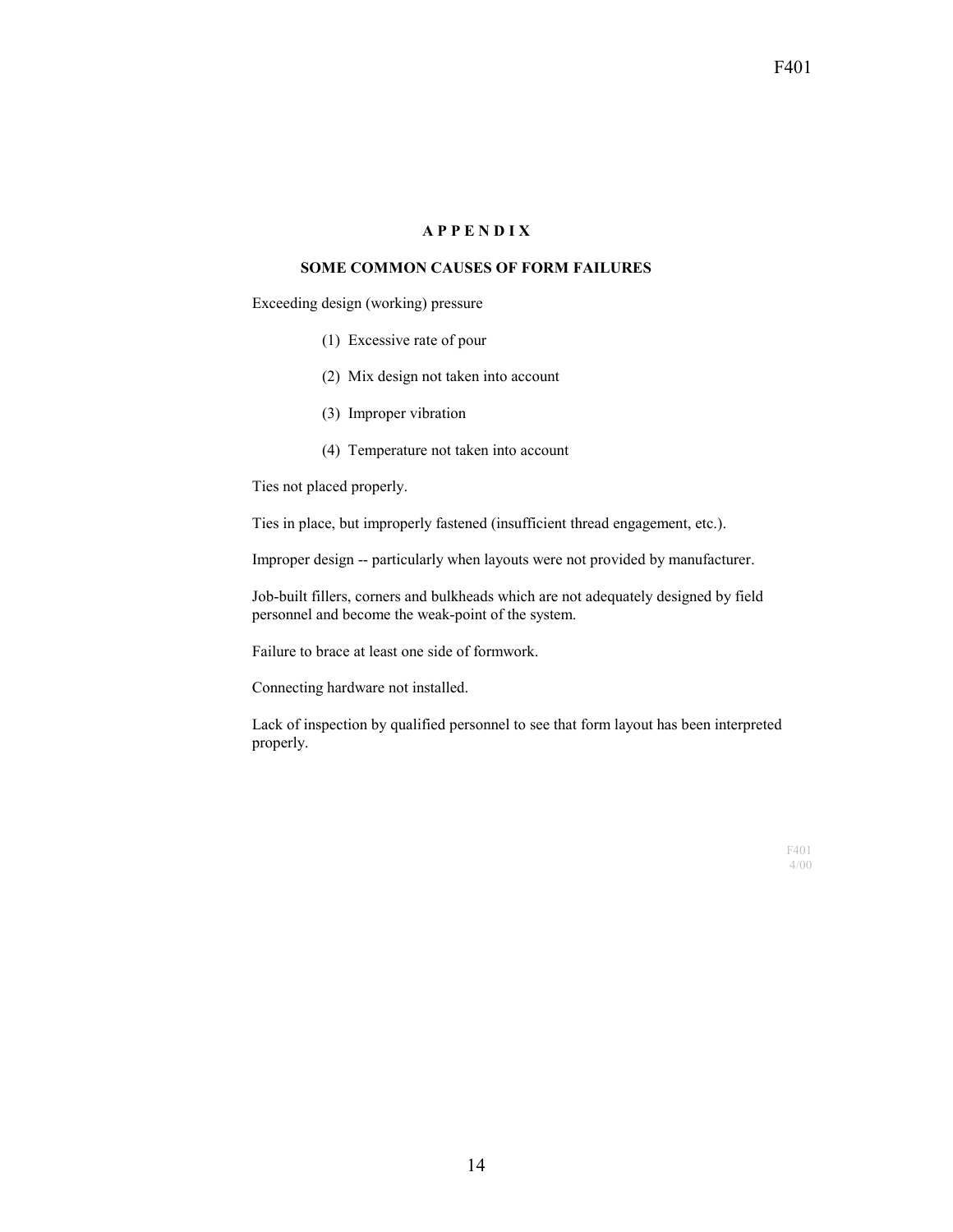# APPENDIX

## SOME COMMON CAUSES OF FORM FAILURES

Exceeding design (working) pressure

(1) Excessive rate of pour

(2) Mix design not taken into account

(3) Improper vibration

(4) Temperature not taken into account

Ties not placed properly.

Ties in place, but improperly fastened (insufficient thread engagement, etc.).

Improper design -- particularly when layouts were not provided by manufacturer.

Job-built fillers, corners and bulkheads which are not adequately designed by field personnel and become the weak-point of the system.

Failure to brace at least one side of formwork.

Connecting hardware not installed.

Lack of inspection by qualified personnel to see that form layout has been interpreted properly.